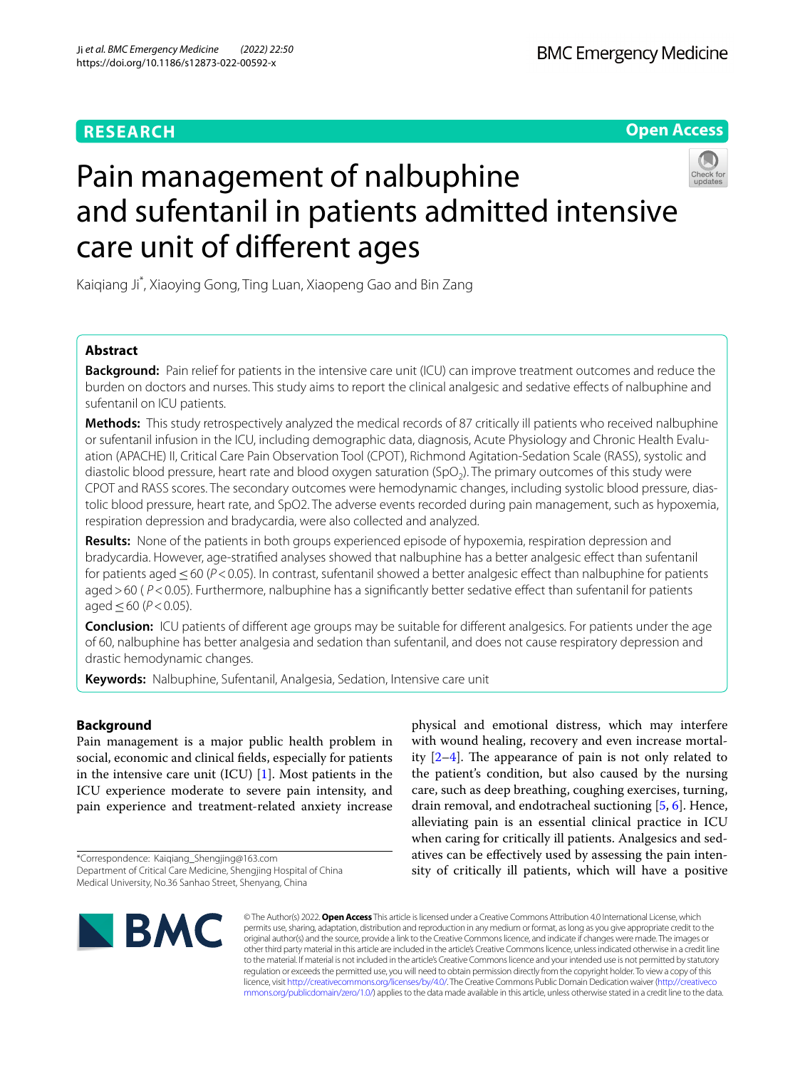RESEARCH

Open Access

# Pain management of nalbuphine and sufentanil in patients admitted intensive care unit of different ages

Kaiqiang Ji*, Xiaoying Gong, Ting Luan, Xiaopeng Gao and Bin Zang

## Abstract

**Background:** Pain relief for patients in the intensive care unit (ICU) can improve treatment outcomes and reduce the burden on doctors and nurses. This study aims to report the clinical analgesic and sedative effects of nalbuphine and sufentanil on ICU patients.

**Methods:** This study retrospectively analyzed the medical records of 87 critically ill patients who received nalbuphine or sufentanil infusion in the ICU, including demographic data, diagnosis, Acute Physiology and Chronic Health Evaluation (APACHE) II, Critical Care Pain Observation Tool (CPOT), Richmond Agitation-Sedation Scale (RASS), systolic and diastolic blood pressure, heart rate and blood oxygen saturation ($SpO_2$). The primary outcomes of this study were CPOT and RASS scores. The secondary outcomes were hemodynamic changes, including systolic blood pressure, diastolic blood pressure, heart rate, and SpO2. The adverse events recorded during pain management, such as hypoxemia, respiration depression and bradycardia, were also collected and analyzed.

**Results:** None of the patients in both groups experienced episode of hypoxemia, respiration depression and bradycardia. However, age-stratified analyses showed that nalbuphine has a better analgesic effect than sufentanil for patients aged ≤ 60 ($P < 0.05$). In contrast, sufentanil showed a better analgesic effect than nalbuphine for patients aged > 60 ($P < 0.05$). Furthermore, nalbuphine has a significantly better sedative effect than sufentanil for patients aged ≤ 60 ($P < 0.05$).

**Conclusion:** ICU patients of different age groups may be suitable for different analgesics. For patients under the age of 60, nalbuphine has better analgesia and sedation than sufentanil, and does not cause respiratory depression and drastic hemodynamic changes.

**Keywords:** Nalbuphine, Sufentanil, Analgesia, Sedation, Intensive care unit

## Background

Pain management is a major public health problem in social, economic and clinical fields, especially for patients in the intensive care unit (ICU) [1]. Most patients in the ICU experience moderate to severe pain intensity, and pain experience and treatment-related anxiety increase physical and emotional distress, which may interfere with wound healing, recovery and even increase mortality [2–4]. The appearance of pain is not only related to the patient's condition, but also caused by the nursing care, such as deep breathing, coughing exercises, turning, drain removal, and endotracheal suctioning [5, 6]. Hence, alleviating pain is an essential clinical practice in ICU when caring for critically ill patients. Analgesics and sedatives can be effectively used by assessing the pain intensity of critically ill patients, which will have a positive

*Correspondence: Kaiqiang_Shengjing@163.com
Department of Critical Care Medicine, Shengjing Hospital of China Medical University, No.36 Sanhao Street, Shenyang, China

© The Author(s) 2022. **Open Access** This article is licensed under a Creative Commons Attribution 4.0 International License, which permits use, sharing, adaptation, distribution and reproduction in any medium or format, as long as you give appropriate credit to the original author(s) and the source, provide a link to the Creative Commons licence, and indicate if changes were made. The images or other third party material in this article are included in the article's Creative Commons licence, unless indicated otherwise in a credit line to the material. If material is not included in the article's Creative Commons licence and your intended use is not permitted by statutory regulation or exceeds the permitted use, you will need to obtain permission directly from the copyright holder. To view a copy of this licence, visit http://creativecommons.org/licenses/by/4.0/. The Creative Commons Public Domain Dedication waiver (http://creativecommons.org/publicdomain/zero/1.0/) applies to the data made available in this article, unless otherwise stated in a credit line to the data.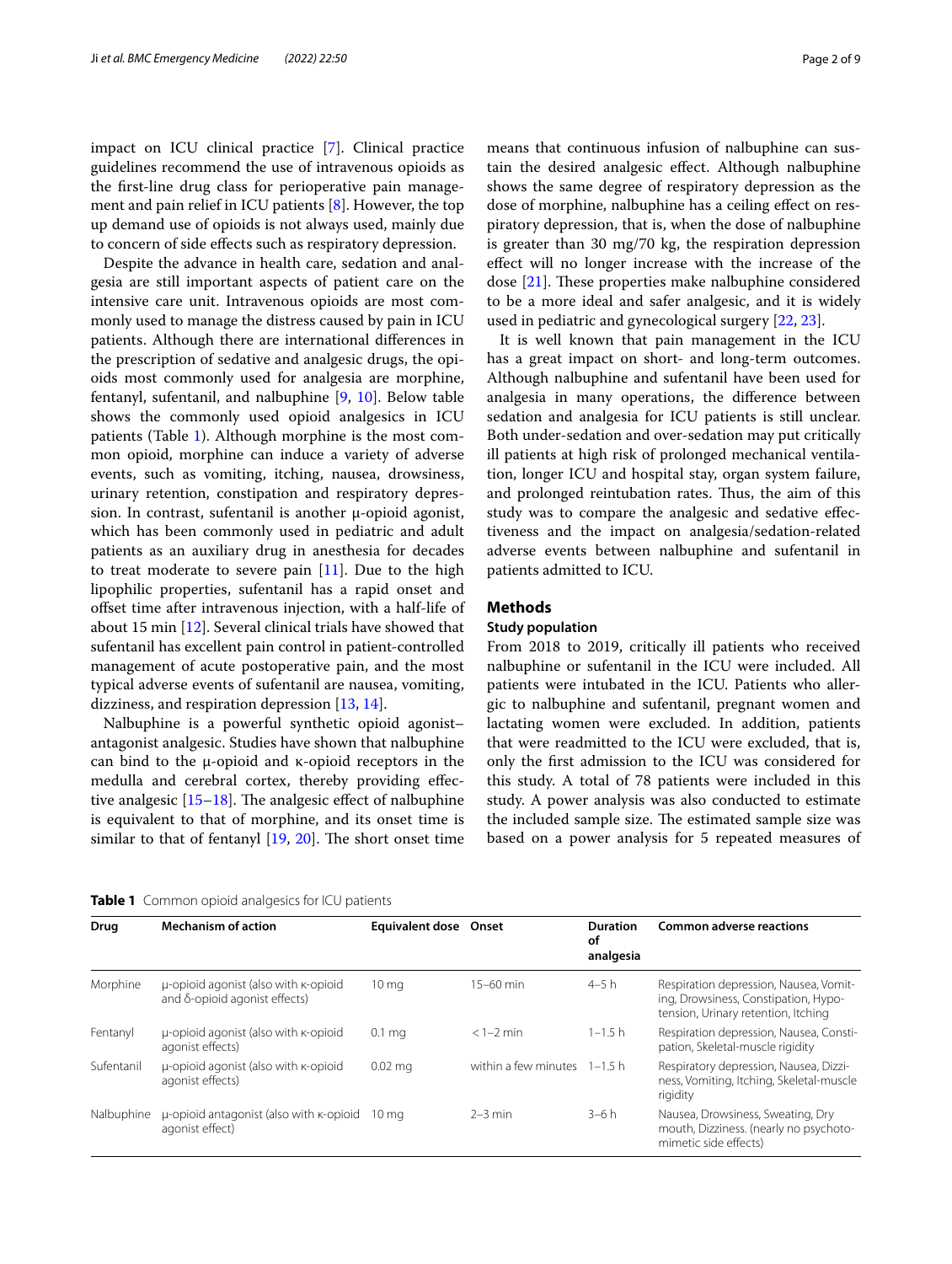impact on ICU clinical practice [7]. Clinical practice guidelines recommend the use of intravenous opioids as the first-line drug class for perioperative pain management and pain relief in ICU patients [8]. However, the top up demand use of opioids is not always used, mainly due to concern of side effects such as respiratory depression.

Despite the advance in health care, sedation and analgesia are still important aspects of patient care on the intensive care unit. Intravenous opioids are most commonly used to manage the distress caused by pain in ICU patients. Although there are international differences in the prescription of sedative and analgesic drugs, the opioids most commonly used for analgesia are morphine, fentanyl, sufentanil, and nalbuphine [9, 10]. Below table shows the commonly used opioid analgesics in ICU patients (Table 1). Although morphine is the most common opioid, morphine can induce a variety of adverse events, such as vomiting, itching, nausea, drowsiness, urinary retention, constipation and respiratory depression. In contrast, sufentanil is another μ-opioid agonist, which has been commonly used in pediatric and adult patients as an auxiliary drug in anesthesia for decades to treat moderate to severe pain [11]. Due to the high lipophilic properties, sufentanil has a rapid onset and offset time after intravenous injection, with a half-life of about 15 min [12]. Several clinical trials have showed that sufentanil has excellent pain control in patient-controlled management of acute postoperative pain, and the most typical adverse events of sufentanil are nausea, vomiting, dizziness, and respiration depression [13, 14].

Nalbuphine is a powerful synthetic opioid agonist–antagonist analgesic. Studies have shown that nalbuphine can bind to the μ-opioid and κ-opioid receptors in the medulla and cerebral cortex, thereby providing effective analgesic [15–18]. The analgesic effect of nalbuphine is equivalent to that of morphine, and its onset time is similar to that of fentanyl [19, 20]. The short onset time means that continuous infusion of nalbuphine can sustain the desired analgesic effect. Although nalbuphine shows the same degree of respiratory depression as the dose of morphine, nalbuphine has a ceiling effect on respiratory depression, that is, when the dose of nalbuphine is greater than 30 mg/70 kg, the respiration depression effect will no longer increase with the increase of the dose [21]. These properties make nalbuphine considered to be a more ideal and safer analgesic, and it is widely used in pediatric and gynecological surgery [22, 23].

It is well known that pain management in the ICU has a great impact on short- and long-term outcomes. Although nalbuphine and sufentanil have been used for analgesia in many operations, the difference between sedation and analgesia for ICU patients is still unclear. Both under-sedation and over-sedation may put critically ill patients at high risk of prolonged mechanical ventilation, longer ICU and hospital stay, organ system failure, and prolonged reintubation rates. Thus, the aim of this study was to compare the analgesic and sedative effectiveness and the impact on analgesia/sedation-related adverse events between nalbuphine and sufentanil in patients admitted to ICU.

## Methods

### Study population

From 2018 to 2019, critically ill patients who received nalbuphine or sufentanil in the ICU were included. All patients were intubated in the ICU. Patients who allergic to nalbuphine and sufentanil, pregnant women and lactating women were excluded. In addition, patients that were readmitted to the ICU were excluded, that is, only the first admission to the ICU was considered for this study. A total of 78 patients were included in this study. A power analysis was also conducted to estimate the included sample size. The estimated sample size was based on a power analysis for 5 repeated measures of

**Table 1** Common opioid analgesics for ICU patients

| Drug | Mechanism of action | Equivalent dose | Onset | Duration of analgesia | Common adverse reactions |
|---|---|---|---|---|---|
| Morphine | μ-opioid agonist (also with κ-opioid and δ-opioid agonist effects) | 10 mg | 15–60 min | 4–5 h | Respiration depression, Nausea, Vomiting, Drowsiness, Constipation, Hypotension, Urinary retention, Itching |
| Fentanyl | μ-opioid agonist (also with κ-opioid agonist effects) | 0.1 mg | < 1–2 min | 1–1.5 h | Respiration depression, Nausea, Constipation, Skeletal-muscle rigidity |
| Sufentanil | μ-opioid agonist (also with κ-opioid agonist effects) | 0.02 mg | within a few minutes | 1–1.5 h | Respiratory depression, Nausea, Dizziness, Vomiting, Itching, Skeletal-muscle rigidity |
| Nalbuphine | μ-opioid antagonist (also with κ-opioid agonist effect) | 10 mg | 2–3 min | 3–6 h | Nausea, Drowsiness, Sweating, Dry mouth, Dizziness. (nearly no psychotomimetic side effects) |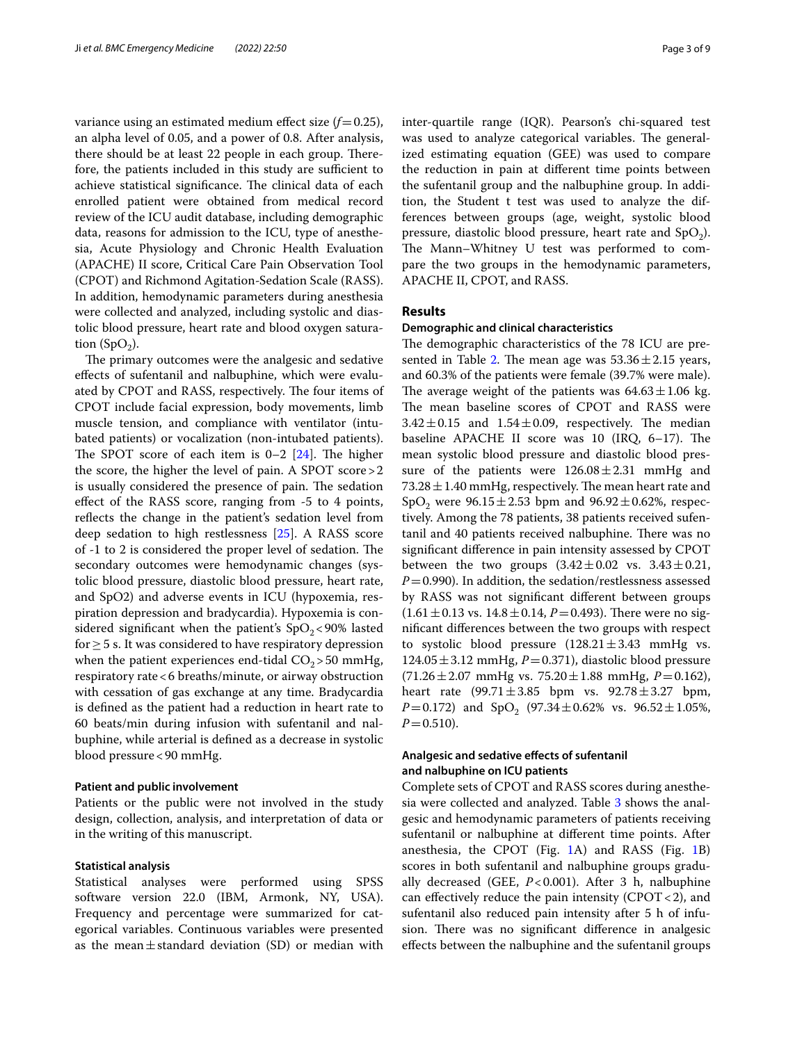variance using an estimated medium effect size ($f = 0.25$), an alpha level of 0.05, and a power of 0.8. After analysis, there should be at least 22 people in each group. Therefore, the patients included in this study are sufficient to achieve statistical significance. The clinical data of each enrolled patient were obtained from medical record review of the ICU audit database, including demographic data, reasons for admission to the ICU, type of anesthesia, Acute Physiology and Chronic Health Evaluation (APACHE) II score, Critical Care Pain Observation Tool (CPOT) and Richmond Agitation-Sedation Scale (RASS). In addition, hemodynamic parameters during anesthesia were collected and analyzed, including systolic and diastolic blood pressure, heart rate and blood oxygen saturation ($SpO_2$).

The primary outcomes were the analgesic and sedative effects of sufentanil and nalbuphine, which were evaluated by CPOT and RASS, respectively. The four items of CPOT include facial expression, body movements, limb muscle tension, and compliance with ventilator (intubated patients) or vocalization (non-intubated patients). The SPOT score of each item is 0–2 [24]. The higher the score, the higher the level of pain. A SPOT score > 2 is usually considered the presence of pain. The sedation effect of the RASS score, ranging from -5 to 4 points, reflects the change in the patient's sedation level from deep sedation to high restlessness [25]. A RASS score of -1 to 2 is considered the proper level of sedation. The secondary outcomes were hemodynamic changes (systolic blood pressure, diastolic blood pressure, heart rate, and SpO2) and adverse events in ICU (hypoxemia, respiration depression and bradycardia). Hypoxemia is considered significant when the patient's $SpO_2 < 90\%$ lasted for ≥ 5 s. It was considered to have respiratory depression when the patient experiences end-tidal $CO_2 > 50$ mmHg, respiratory rate < 6 breaths/minute, or airway obstruction with cessation of gas exchange at any time. Bradycardia is defined as the patient had a reduction in heart rate to 60 beats/min during infusion with sufentanil and nalbuphine, while arterial is defined as a decrease in systolic blood pressure < 90 mmHg.

### Patient and public involvement

Patients or the public were not involved in the study design, collection, analysis, and interpretation of data or in the writing of this manuscript.

### Statistical analysis

Statistical analyses were performed using SPSS software version 22.0 (IBM, Armonk, NY, USA). Frequency and percentage were summarized for categorical variables. Continuous variables were presented as the mean ± standard deviation (SD) or median with inter-quartile range (IQR). Pearson's chi-squared test was used to analyze categorical variables. The generalized estimating equation (GEE) was used to compare the reduction in pain at different time points between the sufentanil group and the nalbuphine group. In addition, the Student t test was used to analyze the differences between groups (age, weight, systolic blood pressure, diastolic blood pressure, heart rate and $SpO_2$). The Mann–Whitney U test was performed to compare the two groups in the hemodynamic parameters, APACHE II, CPOT, and RASS.

## Results

### Demographic and clinical characteristics

The demographic characteristics of the 78 ICU are presented in Table 2. The mean age was 53.36 ± 2.15 years, and 60.3% of the patients were female (39.7% were male). The average weight of the patients was 64.63 ± 1.06 kg. The mean baseline scores of CPOT and RASS were 3.42 ± 0.15 and 1.54 ± 0.09, respectively. The median baseline APACHE II score was 10 (IRQ, 6–17). The mean systolic blood pressure and diastolic blood pressure of the patients were 126.08 ± 2.31 mmHg and 73.28 ± 1.40 mmHg, respectively. The mean heart rate and $SpO_2$ were 96.15 ± 2.53 bpm and 96.92 ± 0.62%, respectively. Among the 78 patients, 38 patients received sufentanil and 40 patients received nalbuphine. There was no significant difference in pain intensity assessed by CPOT between the two groups (3.42 ± 0.02 vs. 3.43 ± 0.21, $P = 0.990$). In addition, the sedation/restlessness assessed by RASS was not significant different between groups (1.61 ± 0.13 vs. 14.8 ± 0.14, $P = 0.493$). There were no significant differences between the two groups with respect to systolic blood pressure (128.21 ± 3.43 mmHg vs. 124.05 ± 3.12 mmHg, $P = 0.371$), diastolic blood pressure (71.26 ± 2.07 mmHg vs. 75.20 ± 1.88 mmHg, $P = 0.162$), heart rate (99.71 ± 3.85 bpm vs. 92.78 ± 3.27 bpm, $P = 0.172$) and $SpO_2$ (97.34 ± 0.62% vs. 96.52 ± 1.05%, $P = 0.510$).

### Analgesic and sedative effects of sufentanil and nalbuphine on ICU patients

Complete sets of CPOT and RASS scores during anesthesia were collected and analyzed. Table 3 shows the analgesic and hemodynamic parameters of patients receiving sufentanil or nalbuphine at different time points. After anesthesia, the CPOT (Fig. 1A) and RASS (Fig. 1B) scores in both sufentanil and nalbuphine groups gradually decreased (GEE, $P < 0.001$). After 3 h, nalbuphine can effectively reduce the pain intensity (CPOT < 2), and sufentanil also reduced pain intensity after 5 h of infusion. There was no significant difference in analgesic effects between the nalbuphine and the sufentanil groups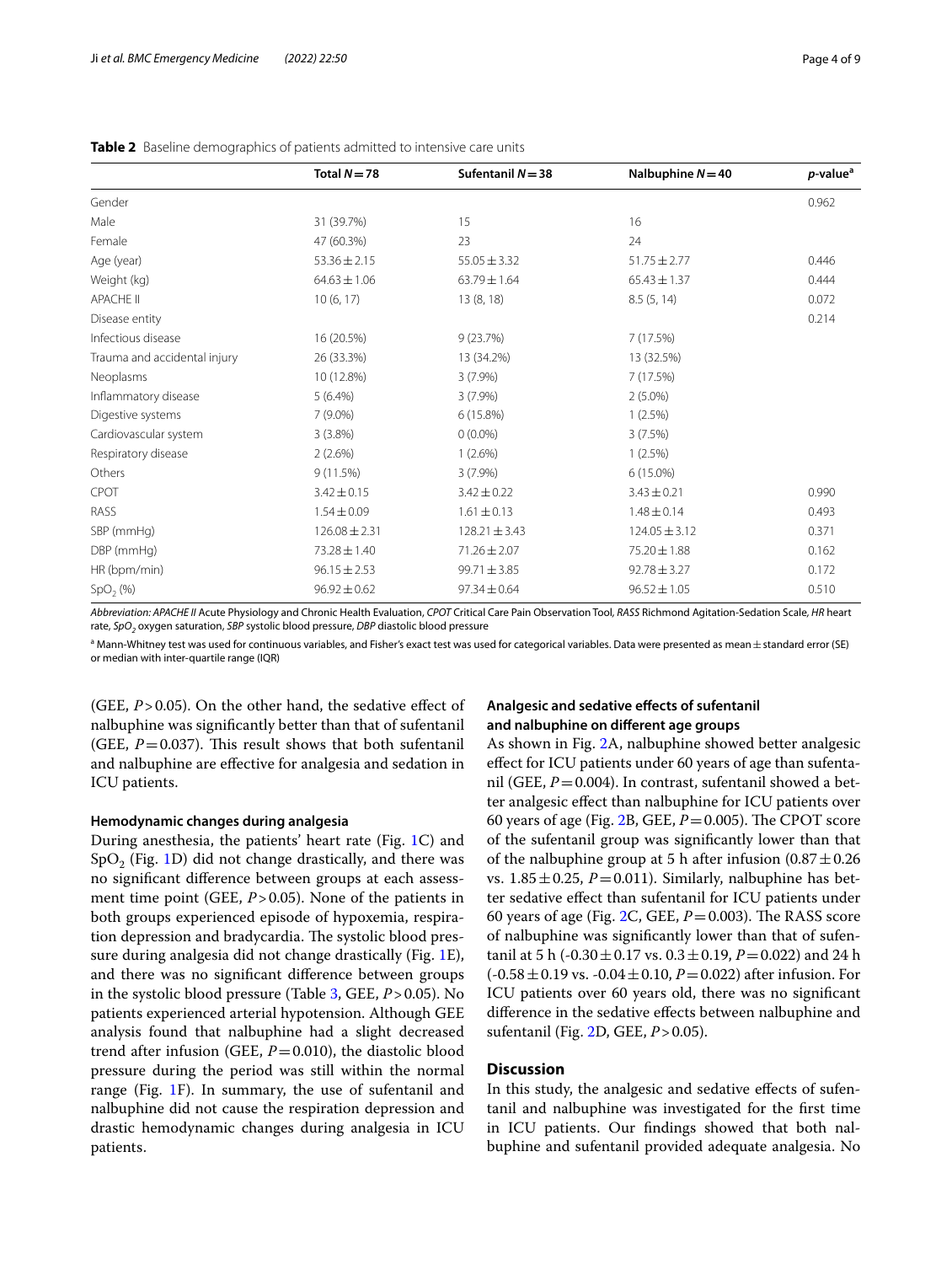**Table 2** Baseline demographics of patients admitted to intensive care units

| | Total $N=78$ | Sufentanil $N=38$ | Nalbuphine $N=40$ | *p*-value[a] |
|---|---|---|---|---|
| Gender | | | | 0.962 |
| Male | 31 (39.7%) | 15 | 16 | |
| Female | 47 (60.3%) | 23 | 24 | |
| Age (year) | 53.36 ± 2.15 | 55.05 ± 3.32 | 51.75 ± 2.77 | 0.446 |
| Weight (kg) | 64.63 ± 1.06 | 63.79 ± 1.64 | 65.43 ± 1.37 | 0.444 |
| APACHE II | 10 (6, 17) | 13 (8, 18) | 8.5 (5, 14) | 0.072 |
| Disease entity | | | | 0.214 |
| Infectious disease | 16 (20.5%) | 9 (23.7%) | 7 (17.5%) | |
| Trauma and accidental injury | 26 (33.3%) | 13 (34.2%) | 13 (32.5%) | |
| Neoplasms | 10 (12.8%) | 3 (7.9%) | 7 (17.5%) | |
| Inflammatory disease | 5 (6.4%) | 3 (7.9%) | 2 (5.0%) | |
| Digestive systems | 7 (9.0%) | 6 (15.8%) | 1 (2.5%) | |
| Cardiovascular system | 3 (3.8%) | 0 (0.0%) | 3 (7.5%) | |
| Respiratory disease | 2 (2.6%) | 1 (2.6%) | 1 (2.5%) | |
| Others | 9 (11.5%) | 3 (7.9%) | 6 (15.0%) | |
| CPOT | 3.42 ± 0.15 | 3.42 ± 0.22 | 3.43 ± 0.21 | 0.990 |
| RASS | 1.54 ± 0.09 | 1.61 ± 0.13 | 1.48 ± 0.14 | 0.493 |
| SBP (mmHg) | 126.08 ± 2.31 | 128.21 ± 3.43 | 124.05 ± 3.12 | 0.371 |
| DBP (mmHg) | 73.28 ± 1.40 | 71.26 ± 2.07 | 75.20 ± 1.88 | 0.162 |
| HR (bpm/min) | 96.15 ± 2.53 | 99.71 ± 3.85 | 92.78 ± 3.27 | 0.172 |
| $SpO_2$ (%) | 96.92 ± 0.62 | 97.34 ± 0.64 | 96.52 ± 1.05 | 0.510 |

*Abbreviation: APACHE II* Acute Physiology and Chronic Health Evaluation, *CPOT* Critical Care Pain Observation Tool, *RASS* Richmond Agitation-Sedation Scale, *HR* heart rate, *$SpO_2$* oxygen saturation, *SBP* systolic blood pressure, *DBP* diastolic blood pressure

[a] Mann-Whitney test was used for continuous variables, and Fisher's exact test was used for categorical variables. Data were presented as mean ± standard error (SE) or median with inter-quartile range (IQR)

(GEE, $P>0.05$). On the other hand, the sedative effect of nalbuphine was significantly better than that of sufentanil (GEE, $P=0.037$). This result shows that both sufentanil and nalbuphine are effective for analgesia and sedation in ICU patients.

#### Hemodynamic changes during analgesia

During anesthesia, the patients' heart rate (Fig. 1C) and $SpO_2$ (Fig. 1D) did not change drastically, and there was no significant difference between groups at each assessment time point (GEE, $P>0.05$). None of the patients in both groups experienced episode of hypoxemia, respiration depression and bradycardia. The systolic blood pressure during analgesia did not change drastically (Fig. 1E), and there was no significant difference between groups in the systolic blood pressure (Table 3, GEE, $P>0.05$). No patients experienced arterial hypotension. Although GEE analysis found that nalbuphine had a slight decreased trend after infusion (GEE, $P=0.010$), the diastolic blood pressure during the period was still within the normal range (Fig. 1F). In summary, the use of sufentanil and nalbuphine did not cause the respiration depression and drastic hemodynamic changes during analgesia in ICU patients.

#### Analgesic and sedative effects of sufentanil and nalbuphine on different age groups

As shown in Fig. 2A, nalbuphine showed better analgesic effect for ICU patients under 60 years of age than sufentanil (GEE, $P=0.004$). In contrast, sufentanil showed a better analgesic effect than nalbuphine for ICU patients over 60 years of age (Fig. 2B, GEE, $P=0.005$). The CPOT score of the sufentanil group was significantly lower than that of the nalbuphine group at 5 h after infusion (0.87 ± 0.26 vs. 1.85 ± 0.25, $P=0.011$). Similarly, nalbuphine has better sedative effect than sufentanil for ICU patients under 60 years of age (Fig. 2C, GEE, $P=0.003$). The RASS score of nalbuphine was significantly lower than that of sufentanil at 5 h (-0.30 ± 0.17 vs. 0.3 ± 0.19, $P=0.022$) and 24 h (-0.58 ± 0.19 vs. -0.04 ± 0.10, $P=0.022$) after infusion. For ICU patients over 60 years old, there was no significant difference in the sedative effects between nalbuphine and sufentanil (Fig. 2D, GEE, $P>0.05$).

## Discussion

In this study, the analgesic and sedative effects of sufentanil and nalbuphine was investigated for the first time in ICU patients. Our findings showed that both nalbuphine and sufentanil provided adequate analgesia. No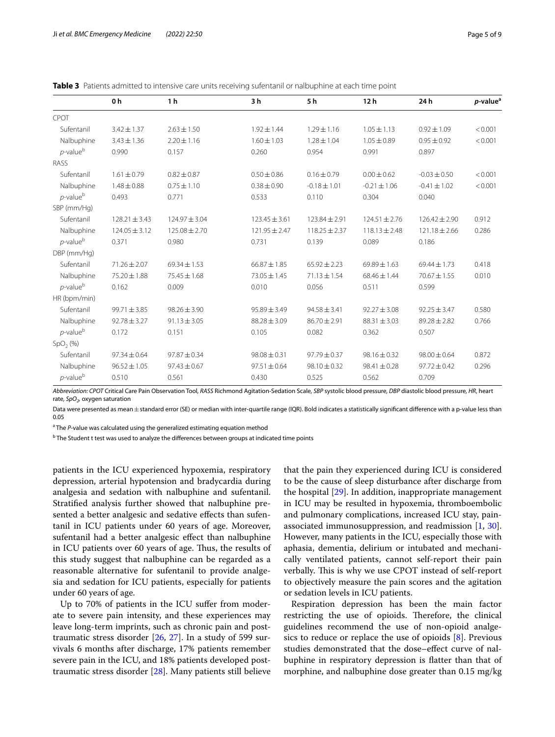**Table 3** Patients admitted to intensive care units receiving sufentanil or nalbuphine at each time point

| | 0 h | 1 h | 3 h | 5 h | 12 h | 24 h | *p*-value[a] |
|---|---|---|---|---|---|---|---|
| CPOT | | | | | | | |
| Sufentanil | 3.42 ± 1.37 | 2.63 ± 1.50 | 1.92 ± 1.44 | 1.29 ± 1.16 | 1.05 ± 1.13 | 0.92 ± 1.09 | < 0.001 |
| Nalbuphine | 3.43 ± 1.36 | 2.20 ± 1.16 | 1.60 ± 1.03 | 1.28 ± 1.04 | 1.05 ± 0.89 | 0.95 ± 0.92 | < 0.001 |
| *p*-value[b] | 0.990 | 0.157 | 0.260 | 0.954 | 0.991 | 0.897 | |
| RASS | | | | | | | |
| Sufentanil | 1.61 ± 0.79 | 0.82 ± 0.87 | 0.50 ± 0.86 | 0.16 ± 0.79 | 0.00 ± 0.62 | -0.03 ± 0.50 | < 0.001 |
| Nalbuphine | 1.48 ± 0.88 | 0.75 ± 1.10 | 0.38 ± 0.90 | -0.18 ± 1.01 | -0.21 ± 1.06 | -0.41 ± 1.02 | < 0.001 |
| *p*-value[b] | 0.493 | 0.771 | 0.533 | 0.110 | 0.304 | 0.040 | |
| SBP (mm/Hg) | | | | | | | |
| Sufentanil | 128.21 ± 3.43 | 124.97 ± 3.04 | 123.45 ± 3.61 | 123.84 ± 2.91 | 124.51 ± 2.76 | 126.42 ± 2.90 | 0.912 |
| Nalbuphine | 124.05 ± 3.12 | 125.08 ± 2.70 | 121.95 ± 2.47 | 118.25 ± 2.37 | 118.13 ± 2.48 | 121.18 ± 2.66 | 0.286 |
| *p*-value[b] | 0.371 | 0.980 | 0.731 | 0.139 | 0.089 | 0.186 | |
| DBP (mm/Hg) | | | | | | | |
| Sufentanil | 71.26 ± 2.07 | 69.34 ± 1.53 | 66.87 ± 1.85 | 65.92 ± 2.23 | 69.89 ± 1.63 | 69.44 ± 1.73 | 0.418 |
| Nalbuphine | 75.20 ± 1.88 | 75.45 ± 1.68 | 73.05 ± 1.45 | 71.13 ± 1.54 | 68.46 ± 1.44 | 70.67 ± 1.55 | 0.010 |
| *p*-value[b] | 0.162 | 0.009 | 0.010 | 0.056 | 0.511 | 0.599 | |
| HR (bpm/min) | | | | | | | |
| Sufentanil | 99.71 ± 3.85 | 98.26 ± 3.90 | 95.89 ± 3.49 | 94.58 ± 3.41 | 92.27 ± 3.08 | 92.25 ± 3.47 | 0.580 |
| Nalbuphine | 92.78 ± 3.27 | 91.13 ± 3.05 | 88.28 ± 3.09 | 86.70 ± 2.91 | 88.31 ± 3.03 | 89.28 ± 2.82 | 0.766 |
| *p*-value[b] | 0.172 | 0.151 | 0.105 | 0.082 | 0.362 | 0.507 | |
| $SpO_2$ (%) | | | | | | | |
| Sufentanil | 97.34 ± 0.64 | 97.87 ± 0.34 | 98.08 ± 0.31 | 97.79 ± 0.37 | 98.16 ± 0.32 | 98.00 ± 0.64 | 0.872 |
| Nalbuphine | 96.52 ± 1.05 | 97.43 ± 0.67 | 97.51 ± 0.64 | 98.10 ± 0.32 | 98.41 ± 0.28 | 97.72 ± 0.42 | 0.296 |
| *p*-value[b] | 0.510 | 0.561 | 0.430 | 0.525 | 0.562 | 0.709 | |

*Abbreviation: CPOT* Critical Care Pain Observation Tool, *RASS* Richmond Agitation-Sedation Scale, *SBP* systolic blood pressure, *DBP* diastolic blood pressure, *HR*, heart rate, $SpO_2$, oxygen saturation

Data were presented as mean ± standard error (SE) or median with inter-quartile range (IQR). Bold indicates a statistically significant difference with a p-value less than 0.05

[a] The *P*-value was calculated using the generalized estimating equation method

[b] The Student t test was used to analyze the differences between groups at indicated time points

patients in the ICU experienced hypoxemia, respiratory depression, arterial hypotension and bradycardia during analgesia and sedation with nalbuphine and sufentanil. Stratified analysis further showed that nalbuphine presented a better analgesic and sedative effects than sufentanil in ICU patients under 60 years of age. Moreover, sufentanil had a better analgesic effect than nalbuphine in ICU patients over 60 years of age. Thus, the results of this study suggest that nalbuphine can be regarded as a reasonable alternative for sufentanil to provide analgesia and sedation for ICU patients, especially for patients under 60 years of age.

Up to 70% of patients in the ICU suffer from moderate to severe pain intensity, and these experiences may leave long-term imprints, such as chronic pain and post-traumatic stress disorder [26, 27]. In a study of 599 survivals 6 months after discharge, 17% patients remember severe pain in the ICU, and 18% patients developed post-traumatic stress disorder [28]. Many patients still believe that the pain they experienced during ICU is considered to be the cause of sleep disturbance after discharge from the hospital [29]. In addition, inappropriate management in ICU may be resulted in hypoxemia, thromboembolic and pulmonary complications, increased ICU stay, pain-associated immunosuppression, and readmission [1, 30]. However, many patients in the ICU, especially those with aphasia, dementia, delirium or intubated and mechanically ventilated patients, cannot self-report their pain verbally. This is why we use CPOT instead of self-report to objectively measure the pain scores and the agitation or sedation levels in ICU patients.

Respiration depression has been the main factor restricting the use of opioids. Therefore, the clinical guidelines recommend the use of non-opioid analgesics to reduce or replace the use of opioids [8]. Previous studies demonstrated that the dose–effect curve of nalbuphine in respiratory depression is flatter than that of morphine, and nalbuphine dose greater than 0.15 mg/kg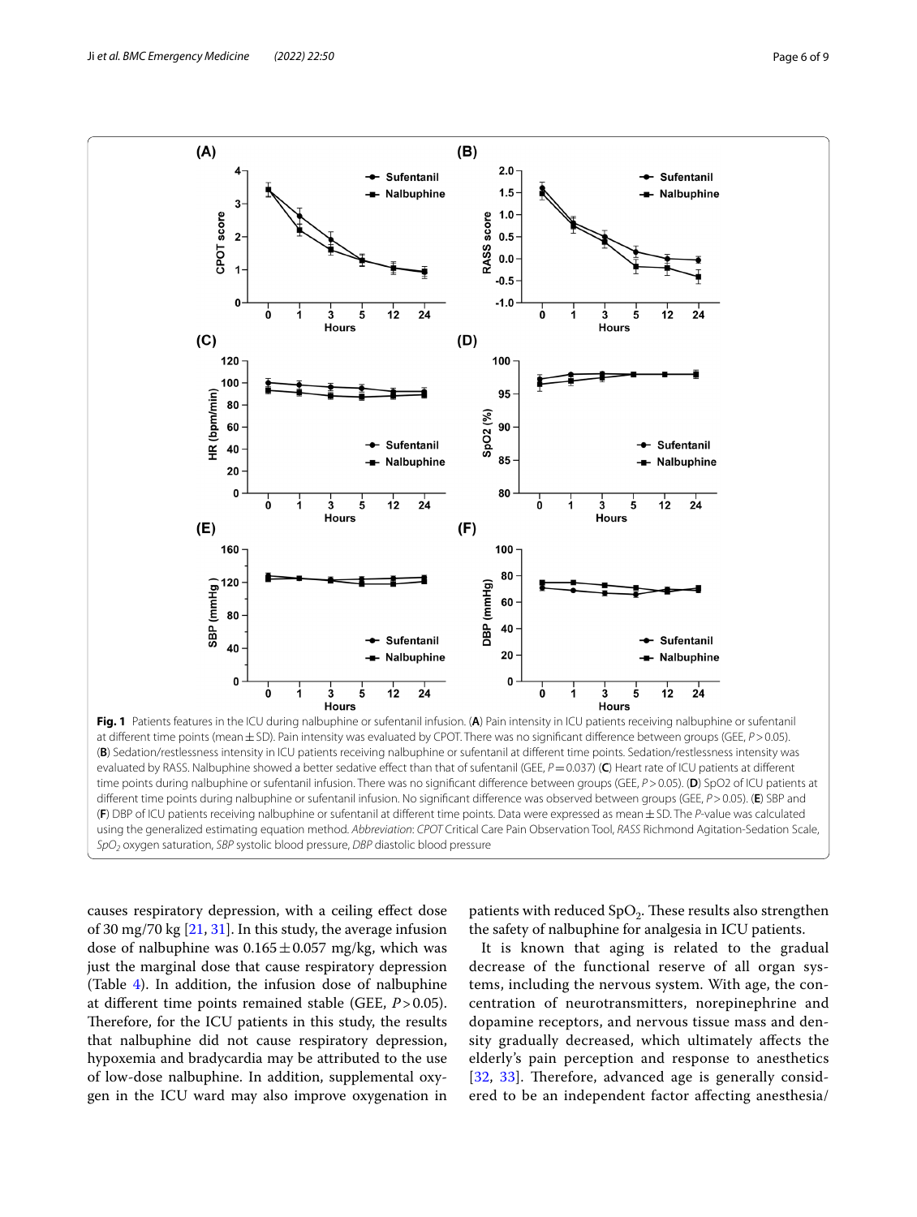**Fig. 1** Patients features in the ICU during nalbuphine or sufentanil infusion. (**A**) Pain intensity in ICU patients receiving nalbuphine or sufentanil at different time points (mean ± SD). Pain intensity was evaluated by CPOT. There was no significant difference between groups (GEE, $P > 0.05$). (**B**) Sedation/restlessness intensity in ICU patients receiving nalbuphine or sufentanil at different time points. Sedation/restlessness intensity was evaluated by RASS. Nalbuphine showed a better sedative effect than that of sufentanil (GEE, $P = 0.037$) (**C**) Heart rate of ICU patients at different time points during nalbuphine or sufentanil infusion. There was no significant difference between groups (GEE, $P > 0.05$). (**D**) SpO2 of ICU patients at different time points during nalbuphine or sufentanil infusion. No significant difference was observed between groups (GEE, $P > 0.05$). (**E**) SBP and (**F**) DBP of ICU patients receiving nalbuphine or sufentanil at different time points. Data were expressed as mean ± SD. The *P*-value was calculated using the generalized estimating equation method. *Abbreviation*: *CPOT* Critical Care Pain Observation Tool, *RASS* Richmond Agitation-Sedation Scale, $SpO_2$ oxygen saturation, *SBP* systolic blood pressure, *DBP* diastolic blood pressure

causes respiratory depression, with a ceiling effect dose of 30 mg/70 kg [21, 31]. In this study, the average infusion dose of nalbuphine was 0.165 ± 0.057 mg/kg, which was just the marginal dose that cause respiratory depression (Table 4). In addition, the infusion dose of nalbuphine at different time points remained stable (GEE, $P > 0.05$). Therefore, for the ICU patients in this study, the results that nalbuphine did not cause respiratory depression, hypoxemia and bradycardia may be attributed to the use of low-dose nalbuphine. In addition, supplemental oxygen in the ICU ward may also improve oxygenation in patients with reduced $SpO_2$. These results also strengthen the safety of nalbuphine for analgesia in ICU patients.

It is known that aging is related to the gradual decrease of the functional reserve of all organ systems, including the nervous system. With age, the concentration of neurotransmitters, norepinephrine and dopamine receptors, and nervous tissue mass and density gradually decreased, which ultimately affects the elderly's pain perception and response to anesthetics [32, 33]. Therefore, advanced age is generally considered to be an independent factor affecting anesthesia/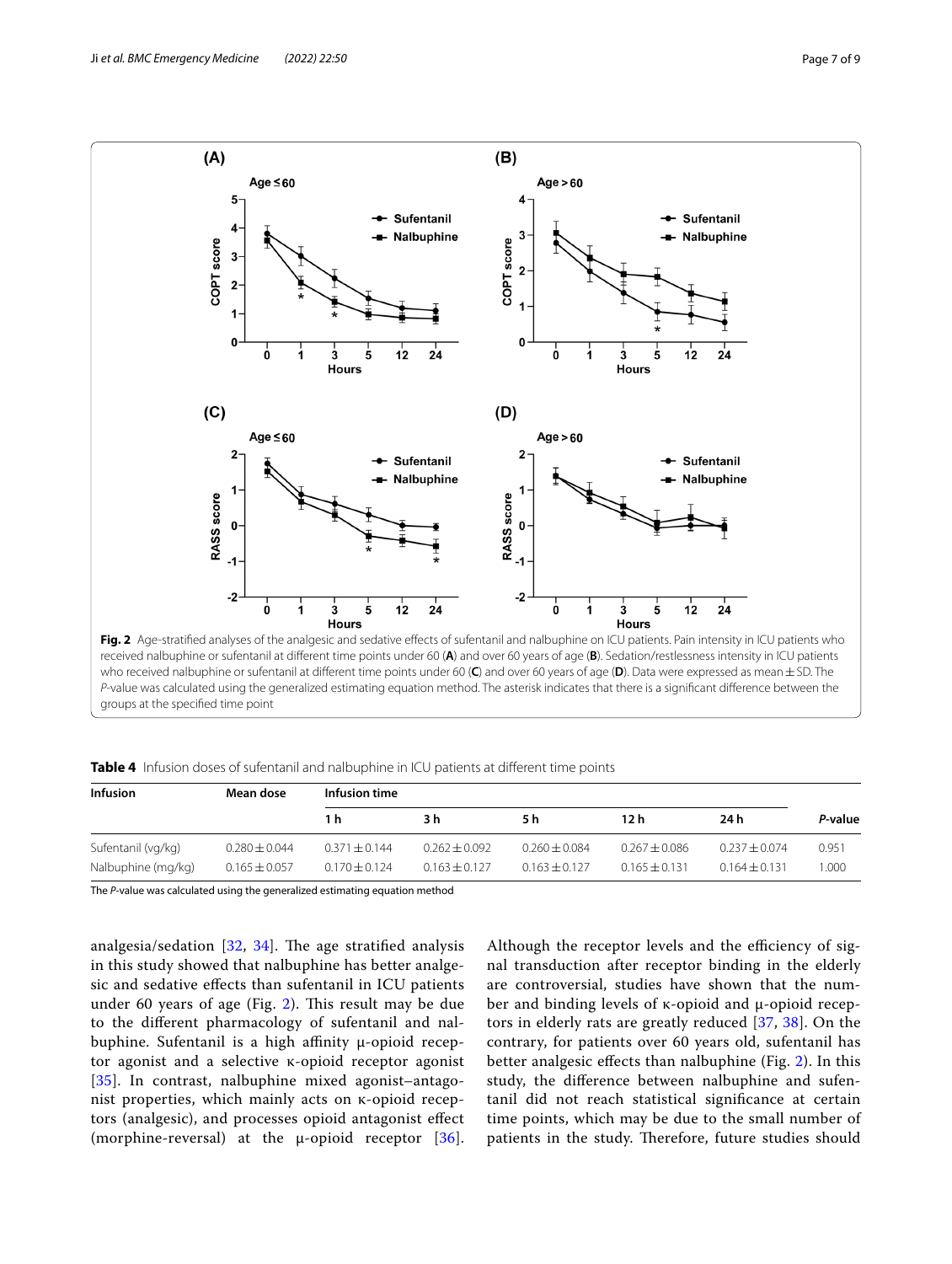**Fig. 2** Age-stratified analyses of the analgesic and sedative effects of sufentanil and nalbuphine on ICU patients. Pain intensity in ICU patients who received nalbuphine or sufentanil at different time points under 60 (**A**) and over 60 years of age (**B**). Sedation/restlessness intensity in ICU patients who received nalbuphine or sufentanil at different time points under 60 (**C**) and over 60 years of age (**D**). Data were expressed as mean ± SD. The *P*-value was calculated using the generalized estimating equation method. The asterisk indicates that there is a significant difference between the groups at the specified time point

**Table 4** Infusion doses of sufentanil and nalbuphine in ICU patients at different time points

| Infusion | Mean dose | Infusion time | | | | | *P*-value |
|---|---|---|---|---|---|---|---|
| | | 1 h | 3 h | 5 h | 12 h | 24 h | |
| Sufentanil (vg/kg) | 0.280 ± 0.044 | 0.371 ± 0.144 | 0.262 ± 0.092 | 0.260 ± 0.084 | 0.267 ± 0.086 | 0.237 ± 0.074 | 0.951 |
| Nalbuphine (mg/kg) | 0.165 ± 0.057 | 0.170 ± 0.124 | 0.163 ± 0.127 | 0.163 ± 0.127 | 0.165 ± 0.131 | 0.164 ± 0.131 | 1.000 |

The *P*-value was calculated using the generalized estimating equation method

analgesia/sedation [32, 34]. The age stratified analysis in this study showed that nalbuphine has better analgesic and sedative effects than sufentanil in ICU patients under 60 years of age (Fig. 2). This result may be due to the different pharmacology of sufentanil and nalbuphine. Sufentanil is a high affinity μ-opioid receptor agonist and a selective κ-opioid receptor agonist [35]. In contrast, nalbuphine mixed agonist–antagonist properties, which mainly acts on κ-opioid receptors (analgesic), and processes opioid antagonist effect (morphine-reversal) at the μ-opioid receptor [36]. Although the receptor levels and the efficiency of signal transduction after receptor binding in the elderly are controversial, studies have shown that the number and binding levels of κ-opioid and μ-opioid receptors in elderly rats are greatly reduced [37, 38]. On the contrary, for patients over 60 years old, sufentanil has better analgesic effects than nalbuphine (Fig. 2). In this study, the difference between nalbuphine and sufentanil did not reach statistical significance at certain time points, which may be due to the small number of patients in the study. Therefore, future studies should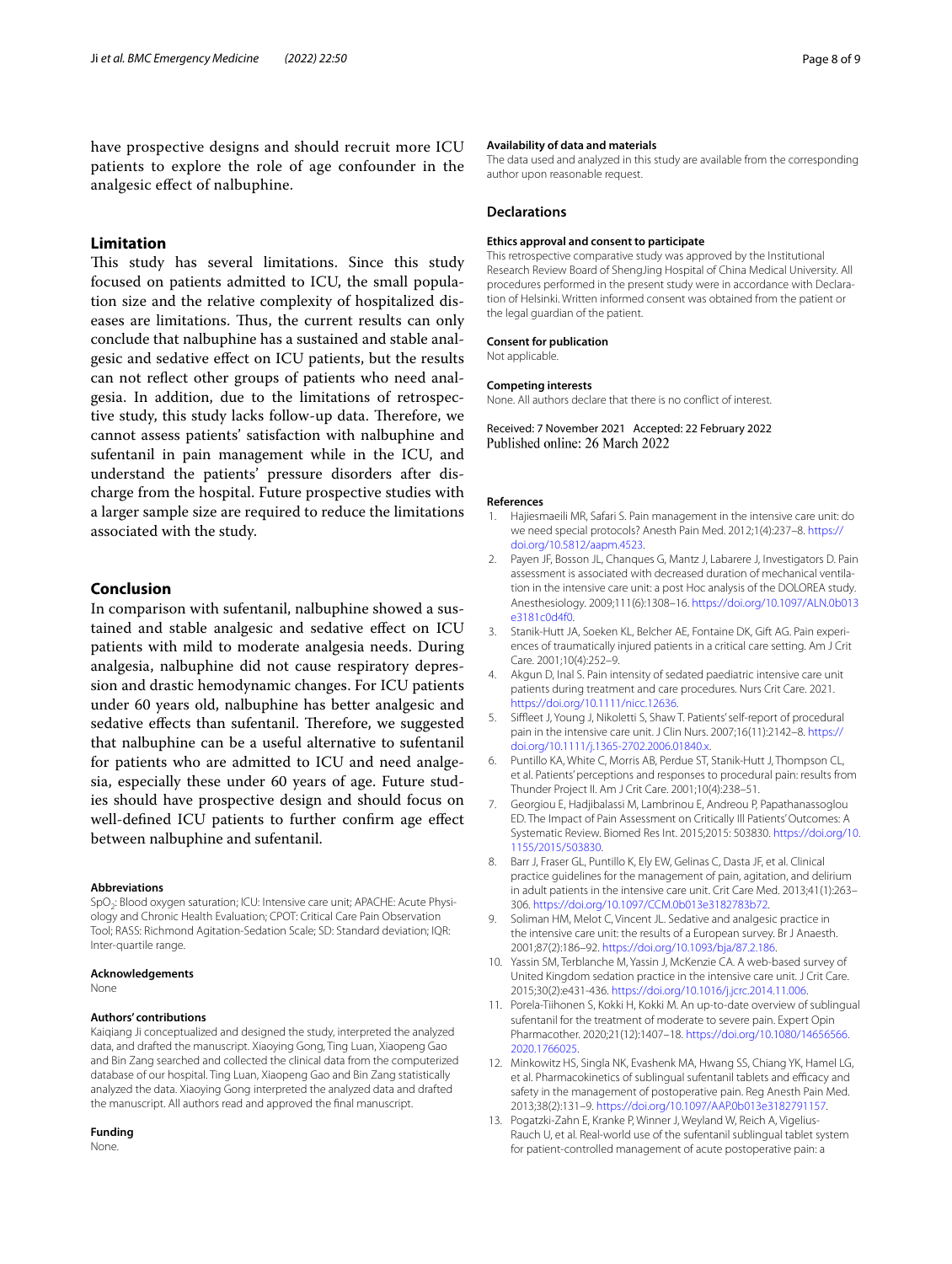have prospective designs and should recruit more ICU patients to explore the role of age confounder in the analgesic effect of nalbuphine.

## Limitation

This study has several limitations. Since this study focused on patients admitted to ICU, the small population size and the relative complexity of hospitalized diseases are limitations. Thus, the current results can only conclude that nalbuphine has a sustained and stable analgesic and sedative effect on ICU patients, but the results can not reflect other groups of patients who need analgesia. In addition, due to the limitations of retrospective study, this study lacks follow-up data. Therefore, we cannot assess patients' satisfaction with nalbuphine and sufentanil in pain management while in the ICU, and understand the patients' pressure disorders after discharge from the hospital. Future prospective studies with a larger sample size are required to reduce the limitations associated with the study.

## Conclusion

In comparison with sufentanil, nalbuphine showed a sustained and stable analgesic and sedative effect on ICU patients with mild to moderate analgesia needs. During analgesia, nalbuphine did not cause respiratory depression and drastic hemodynamic changes. For ICU patients under 60 years old, nalbuphine has better analgesic and sedative effects than sufentanil. Therefore, we suggested that nalbuphine can be a useful alternative to sufentanil for patients who are admitted to ICU and need analgesia, especially these under 60 years of age. Future studies should have prospective design and should focus on well-defined ICU patients to further confirm age effect between nalbuphine and sufentanil.

#### Abbreviations

$SpO_2$: Blood oxygen saturation; ICU: Intensive care unit; APACHE: Acute Physiology and Chronic Health Evaluation; CPOT: Critical Care Pain Observation Tool; RASS: Richmond Agitation-Sedation Scale; SD: Standard deviation; IQR: Inter-quartile range.

#### Acknowledgements

None

#### Authors' contributions

Kaiqiang Ji conceptualized and designed the study, interpreted the analyzed data, and drafted the manuscript. Xiaoying Gong, Ting Luan, Xiaopeng Gao and Bin Zang searched and collected the clinical data from the computerized database of our hospital. Ting Luan, Xiaopeng Gao and Bin Zang statistically analyzed the data. Xiaoying Gong interpreted the analyzed data and drafted the manuscript. All authors read and approved the final manuscript.

#### Funding

None.

#### Availability of data and materials

The data used and analyzed in this study are available from the corresponding author upon reasonable request.

### Declarations

#### Ethics approval and consent to participate

This retrospective comparative study was approved by the Institutional Research Review Board of ShengJing Hospital of China Medical University. All procedures performed in the present study were in accordance with Declaration of Helsinki. Written informed consent was obtained from the patient or the legal guardian of the patient.

#### Consent for publication

Not applicable.

#### Competing interests

None. All authors declare that there is no conflict of interest.

Received: 7 November 2021 Accepted: 22 February 2022
Published online: 26 March 2022

#### References

1. Hajiesmaeili MR, Safari S. Pain management in the intensive care unit: do we need special protocols? Anesth Pain Med. 2012;1(4):237–8. https://doi.org/10.5812/aapm.4523.
2. Payen JF, Bosson JL, Chanques G, Mantz J, Labarere J, Investigators D. Pain assessment is associated with decreased duration of mechanical ventilation in the intensive care unit: a post Hoc analysis of the DOLOREA study. Anesthesiology. 2009;111(6):1308–16. https://doi.org/10.1097/ALN.0b013e3181c0d4f0.
3. Stanik-Hutt JA, Soeken KL, Belcher AE, Fontaine DK, Gift AG. Pain experiences of traumatically injured patients in a critical care setting. Am J Crit Care. 2001;10(4):252–9.
4. Akgun D, Inal S. Pain intensity of sedated paediatric intensive care unit patients during treatment and care procedures. Nurs Crit Care. 2021. https://doi.org/10.1111/nicc.12636.
5. Siffleet J, Young J, Nikoletti S, Shaw T. Patients' self-report of procedural pain in the intensive care unit. J Clin Nurs. 2007;16(11):2142–8. https://doi.org/10.1111/j.1365-2702.2006.01840.x.
6. Puntillo KA, White C, Morris AB, Perdue ST, Stanik-Hutt J, Thompson CL, et al. Patients' perceptions and responses to procedural pain: results from Thunder Project II. Am J Crit Care. 2001;10(4):238–51.
7. Georgiou E, Hadjibalassi M, Lambrinou E, Andreou P, Papathanassoglou ED. The Impact of Pain Assessment on Critically Ill Patients' Outcomes: A Systematic Review. Biomed Res Int. 2015;2015: 503830. https://doi.org/10.1155/2015/503830.
8. Barr J, Fraser GL, Puntillo K, Ely EW, Gelinas C, Dasta JF, et al. Clinical practice guidelines for the management of pain, agitation, and delirium in adult patients in the intensive care unit. Crit Care Med. 2013;41(1):263–306. https://doi.org/10.1097/CCM.0b013e3182783b72.
9. Soliman HM, Melot C, Vincent JL. Sedative and analgesic practice in the intensive care unit: the results of a European survey. Br J Anaesth. 2001;87(2):186–92. https://doi.org/10.1093/bja/87.2.186.
10. Yassin SM, Terblanche M, Yassin J, McKenzie CA. A web-based survey of United Kingdom sedation practice in the intensive care unit. J Crit Care. 2015;30(2):e431-436. https://doi.org/10.1016/j.jcrc.2014.11.006.
11. Porela-Tiihonen S, Kokki H, Kokki M. An up-to-date overview of sublingual sufentanil for the treatment of moderate to severe pain. Expert Opin Pharmacother. 2020;21(12):1407–18. https://doi.org/10.1080/14656566.2020.1766025.
12. Minkowitz HS, Singla NK, Evashenk MA, Hwang SS, Chiang YK, Hamel LG, et al. Pharmacokinetics of sublingual sufentanil tablets and efficacy and safety in the management of postoperative pain. Reg Anesth Pain Med. 2013;38(2):131–9. https://doi.org/10.1097/AAP.0b013e3182791157.
13. Pogatzki-Zahn E, Kranke P, Winner J, Weyland W, Reich A, Vigelius-Rauch U, et al. Real-world use of the sufentanil sublingual tablet system for patient-controlled management of acute postoperative pain: a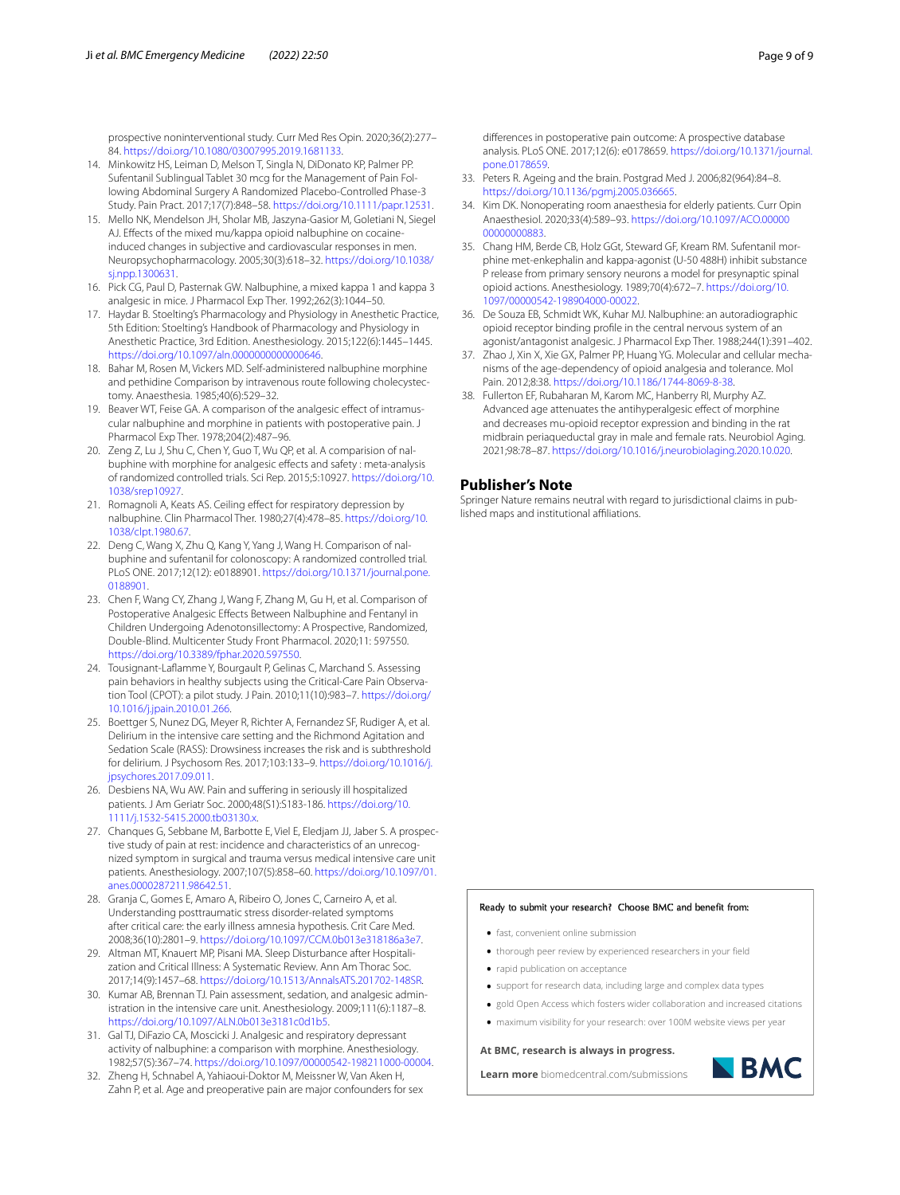prospective noninterventional study. Curr Med Res Opin. 2020;36(2):277–84. https://doi.org/10.1080/03007995.2019.1681133.

14. Minkowitz HS, Leiman D, Melson T, Singla N, DiDonato KP, Palmer PP. Sufentanil Sublingual Tablet 30 mcg for the Management of Pain Following Abdominal Surgery A Randomized Placebo-Controlled Phase-3 Study. Pain Pract. 2017;17(7):848–58. https://doi.org/10.1111/papr.12531.
15. Mello NK, Mendelson JH, Sholar MB, Jaszyna-Gasior M, Goletiani N, Siegel AJ. Effects of the mixed mu/kappa opioid nalbuphine on cocaine-induced changes in subjective and cardiovascular responses in men. Neuropsychopharmacology. 2005;30(3):618–32. https://doi.org/10.1038/sj.npp.1300631.
16. Pick CG, Paul D, Pasternak GW. Nalbuphine, a mixed kappa 1 and kappa 3 analgesic in mice. J Pharmacol Exp Ther. 1992;262(3):1044–50.
17. Haydar B. Stoelting's Pharmacology and Physiology in Anesthetic Practice, 5th Edition: Stoelting's Handbook of Pharmacology and Physiology in Anesthetic Practice, 3rd Edition. Anesthesiology. 2015;122(6):1445–1445. https://doi.org/10.1097/aln.0000000000000646.
18. Bahar M, Rosen M, Vickers MD. Self-administered nalbuphine morphine and pethidine Comparison by intravenous route following cholecystectomy. Anaesthesia. 1985;40(6):529–32.
19. Beaver WT, Feise GA. A comparison of the analgesic effect of intramuscular nalbuphine and morphine in patients with postoperative pain. J Pharmacol Exp Ther. 1978;204(2):487–96.
20. Zeng Z, Lu J, Shu C, Chen Y, Guo T, Wu QP, et al. A comparision of nalbuphine with morphine for analgesic effects and safety : meta-analysis of randomized controlled trials. Sci Rep. 2015;5:10927. https://doi.org/10.1038/srep10927.
21. Romagnoli A, Keats AS. Ceiling effect for respiratory depression by nalbuphine. Clin Pharmacol Ther. 1980;27(4):478–85. https://doi.org/10.1038/clpt.1980.67.
22. Deng C, Wang X, Zhu Q, Kang Y, Yang J, Wang H. Comparison of nalbuphine and sufentanil for colonoscopy: A randomized controlled trial. PLoS ONE. 2017;12(12): e0188901. https://doi.org/10.1371/journal.pone.0188901.
23. Chen F, Wang CY, Zhang J, Wang F, Zhang M, Gu H, et al. Comparison of Postoperative Analgesic Effects Between Nalbuphine and Fentanyl in Children Undergoing Adenotonsillectomy: A Prospective, Randomized, Double-Blind. Multicenter Study Front Pharmacol. 2020;11: 597550. https://doi.org/10.3389/fphar.2020.597550.
24. Tousignant-Laflamme Y, Bourgault P, Gelinas C, Marchand S. Assessing pain behaviors in healthy subjects using the Critical-Care Pain Observation Tool (CPOT): a pilot study. J Pain. 2010;11(10):983–7. https://doi.org/10.1016/j.jpain.2010.01.266.
25. Boettger S, Nunez DG, Meyer R, Richter A, Fernandez SF, Rudiger A, et al. Delirium in the intensive care setting and the Richmond Agitation and Sedation Scale (RASS): Drowsiness increases the risk and is subthreshold for delirium. J Psychosom Res. 2017;103:133–9. https://doi.org/10.1016/j.jpsychores.2017.09.011.
26. Desbiens NA, Wu AW. Pain and suffering in seriously ill hospitalized patients. J Am Geriatr Soc. 2000;48(S1):S183-186. https://doi.org/10.1111/j.1532-5415.2000.tb03130.x.
27. Chanques G, Sebbane M, Barbotte E, Viel E, Eledjam JJ, Jaber S. A prospective study of pain at rest: incidence and characteristics of an unrecognized symptom in surgical and trauma versus medical intensive care unit patients. Anesthesiology. 2007;107(5):858–60. https://doi.org/10.1097/01.anes.0000287211.98642.51.
28. Granja C, Gomes E, Amaro A, Ribeiro O, Jones C, Carneiro A, et al. Understanding posttraumatic stress disorder-related symptoms after critical care: the early illness amnesia hypothesis. Crit Care Med. 2008;36(10):2801–9. https://doi.org/10.1097/CCM.0b013e318186a3e7.
29. Altman MT, Knauert MP, Pisani MA. Sleep Disturbance after Hospitalization and Critical Illness: A Systematic Review. Ann Am Thorac Soc. 2017;14(9):1457–68. https://doi.org/10.1513/AnnalsATS.201702-148SR.
30. Kumar AB, Brennan TJ. Pain assessment, sedation, and analgesic administration in the intensive care unit. Anesthesiology. 2009;111(6):1187–8. https://doi.org/10.1097/ALN.0b013e3181c0d1b5.
31. Gal TJ, DiFazio CA, Moscicki J. Analgesic and respiratory depressant activity of nalbuphine: a comparison with morphine. Anesthesiology. 1982;57(5):367–74. https://doi.org/10.1097/00000542-198211000-00004.
32. Zheng H, Schnabel A, Yahiaoui-Doktor M, Meissner W, Van Aken H, Zahn P, et al. Age and preoperative pain are major confounders for sex differences in postoperative pain outcome: A prospective database analysis. PLoS ONE. 2017;12(6): e0178659. https://doi.org/10.1371/journal.pone.0178659.
33. Peters R. Ageing and the brain. Postgrad Med J. 2006;82(964):84–8. https://doi.org/10.1136/pgmj.2005.036665.
34. Kim DK. Nonoperating room anaesthesia for elderly patients. Curr Opin Anaesthesiol. 2020;33(4):589–93. https://doi.org/10.1097/ACO.0000000000000883.
35. Chang HM, Berde CB, Holz GGt, Steward GF, Kream RM. Sufentanil morphine met-enkephalin and kappa-agonist (U-50 488H) inhibit substance P release from primary sensory neurons a model for presynaptic spinal opioid actions. Anesthesiology. 1989;70(4):672–7. https://doi.org/10.1097/00000542-198904000-00022.
36. De Souza EB, Schmidt WK, Kuhar MJ. Nalbuphine: an autoradiographic opioid receptor binding profile in the central nervous system of an agonist/antagonist analgesic. J Pharmacol Exp Ther. 1988;244(1):391–402.
37. Zhao J, Xin X, Xie GX, Palmer PP, Huang YG. Molecular and cellular mechanisms of the age-dependency of opioid analgesia and tolerance. Mol Pain. 2012;8:38. https://doi.org/10.1186/1744-8069-8-38.
38. Fullerton EF, Rubaharan M, Karom MC, Hanberry RI, Murphy AZ. Advanced age attenuates the antihyperalgesic effect of morphine and decreases mu-opioid receptor expression and binding in the rat midbrain periaqueductal gray in male and female rats. Neurobiol Aging. 2021;98:78–87. https://doi.org/10.1016/j.neurobiolaging.2020.10.020.

## Publisher's Note

Springer Nature remains neutral with regard to jurisdictional claims in published maps and institutional affiliations.

Ready to submit your research? Choose BMC and benefit from:

- fast, convenient online submission
- thorough peer review by experienced researchers in your field
- rapid publication on acceptance
- support for research data, including large and complex data types
- gold Open Access which fosters wider collaboration and increased citations
- maximum visibility for your research: over 100M website views per year

**At BMC, research is always in progress.**

**Learn more** biomedcentral.com/submissions